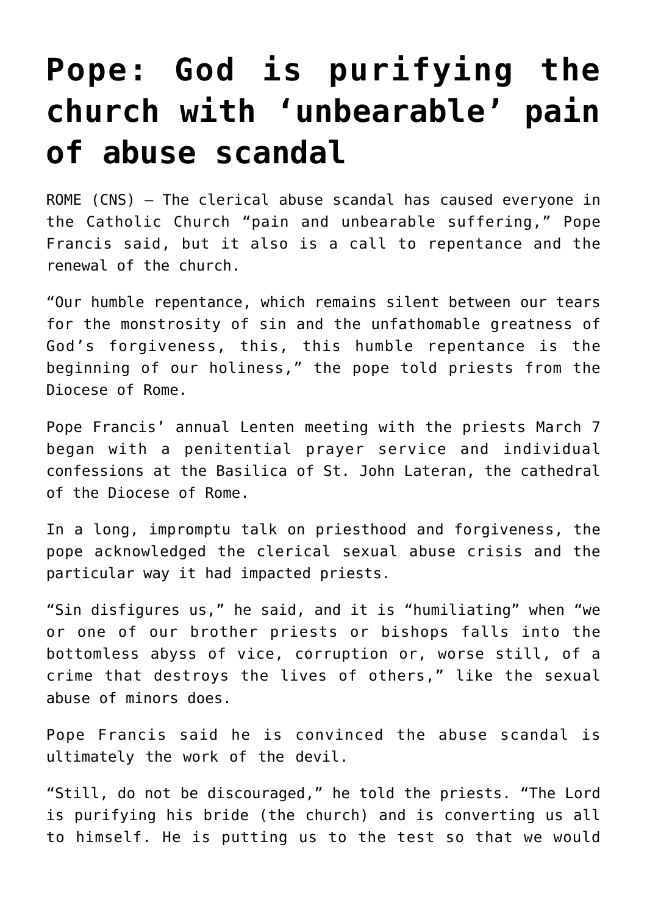# Pope: God is purifying the church with 'unbearable' pain of abuse scandal

ROME (CNS) — The clerical abuse scandal has caused everyone in the Catholic Church "pain and unbearable suffering," Pope Francis said, but it also is a call to repentance and the renewal of the church.

"Our humble repentance, which remains silent between our tears for the monstrosity of sin and the unfathomable greatness of God's forgiveness, this, this humble repentance is the beginning of our holiness," the pope told priests from the Diocese of Rome.

Pope Francis' annual Lenten meeting with the priests March 7 began with a penitential prayer service and individual confessions at the Basilica of St. John Lateran, the cathedral of the Diocese of Rome.

In a long, impromptu talk on priesthood and forgiveness, the pope acknowledged the clerical sexual abuse crisis and the particular way it had impacted priests.

"Sin disfigures us," he said, and it is "humiliating" when "we or one of our brother priests or bishops falls into the bottomless abyss of vice, corruption or, worse still, of a crime that destroys the lives of others," like the sexual abuse of minors does.

Pope Francis said he is convinced the abuse scandal is ultimately the work of the devil.

"Still, do not be discouraged," he told the priests. "The Lord is purifying his bride (the church) and is converting us all to himself. He is putting us to the test so that we would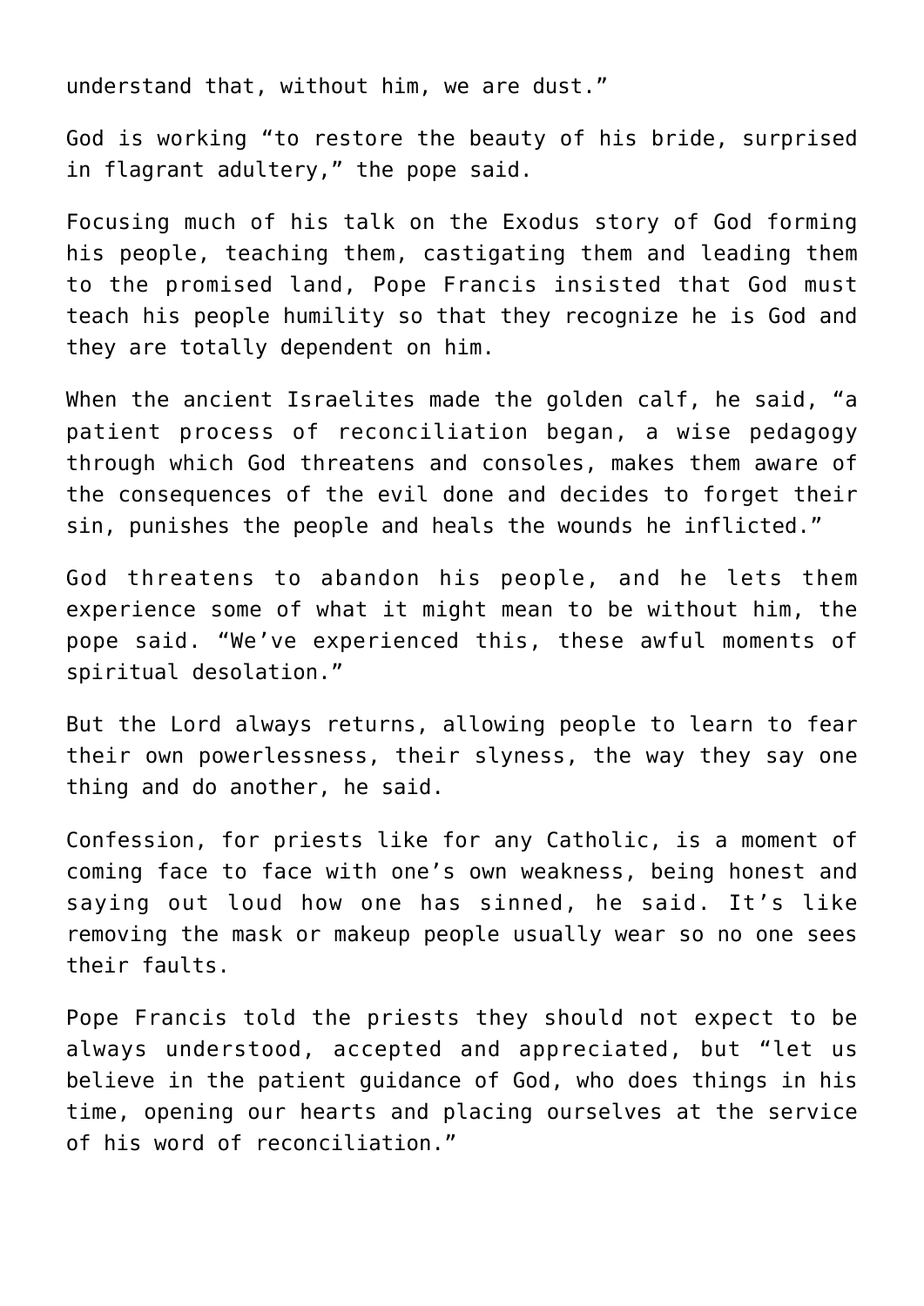understand that, without him, we are dust."

God is working "to restore the beauty of his bride, surprised in flagrant adultery," the pope said.

Focusing much of his talk on the Exodus story of God forming his people, teaching them, castigating them and leading them to the promised land, Pope Francis insisted that God must teach his people humility so that they recognize he is God and they are totally dependent on him.

When the ancient Israelites made the golden calf, he said, "a patient process of reconciliation began, a wise pedagogy through which God threatens and consoles, makes them aware of the consequences of the evil done and decides to forget their sin, punishes the people and heals the wounds he inflicted."

God threatens to abandon his people, and he lets them experience some of what it might mean to be without him, the pope said. "We've experienced this, these awful moments of spiritual desolation."

But the Lord always returns, allowing people to learn to fear their own powerlessness, their slyness, the way they say one thing and do another, he said.

Confession, for priests like for any Catholic, is a moment of coming face to face with one's own weakness, being honest and saying out loud how one has sinned, he said. It's like removing the mask or makeup people usually wear so no one sees their faults.

Pope Francis told the priests they should not expect to be always understood, accepted and appreciated, but "let us believe in the patient guidance of God, who does things in his time, opening our hearts and placing ourselves at the service of his word of reconciliation."